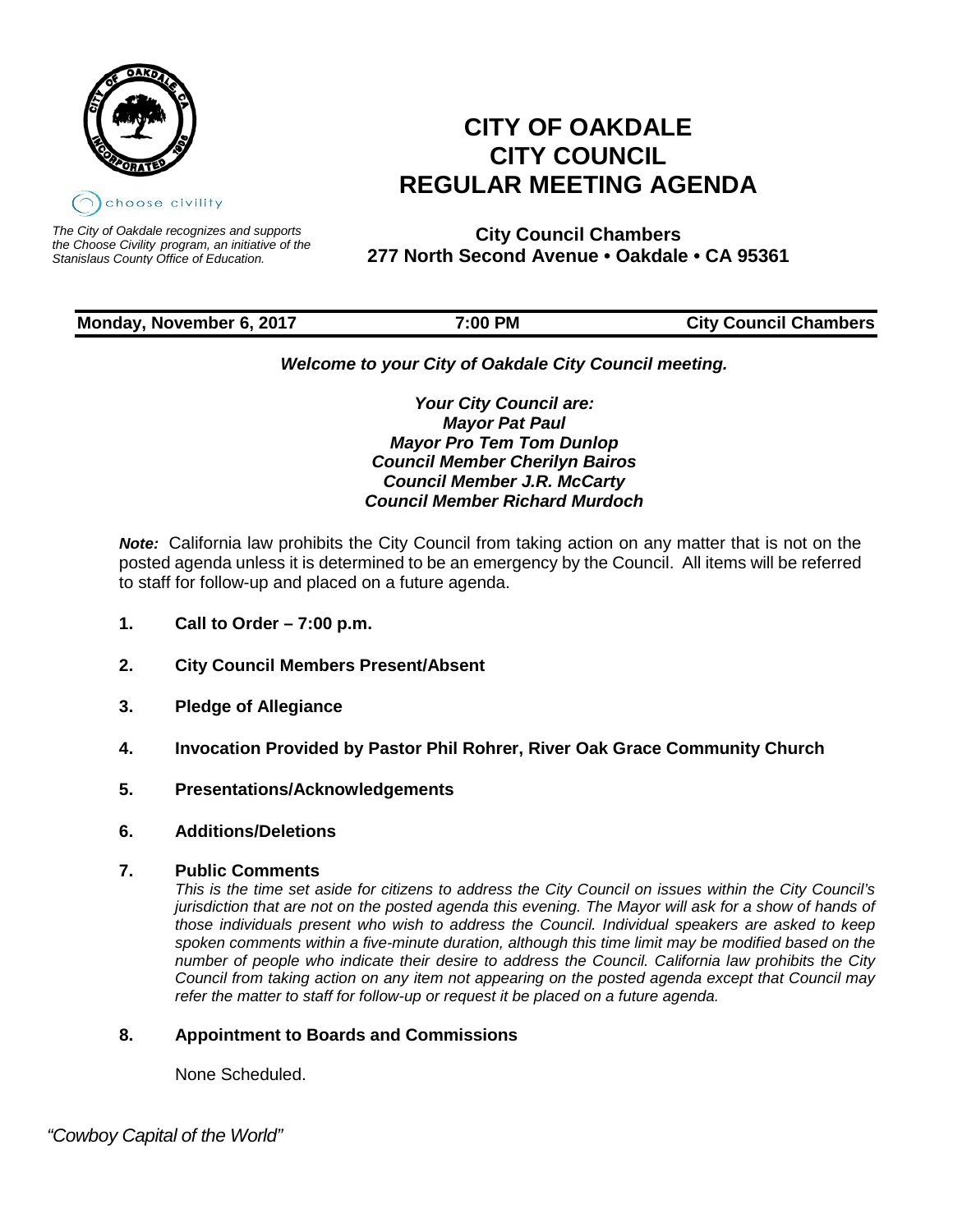choose civility

*The City of Oakdale recognizes and supports the Choose Civility program, an initiative of the Stanislaus County Office of Education.*

# CITY OF OAKDALE
# CITY COUNCIL
# REGULAR MEETING AGENDA

**City Council Chambers**
**277 North Second Avenue • Oakdale • CA 95361**

| **Monday, November 6, 2017** | **7:00 PM** | **City Council Chambers** |
|---|---|---|

***Welcome to your City of Oakdale City Council meeting.***

***Your City Council are:***
***Mayor Pat Paul***
***Mayor Pro Tem Tom Dunlop***
***Council Member Cherilyn Bairos***
***Council Member J.R. McCarty***
***Council Member Richard Murdoch***

***Note:*** California law prohibits the City Council from taking action on any matter that is not on the posted agenda unless it is determined to be an emergency by the Council. All items will be referred to staff for follow-up and placed on a future agenda.

**1. Call to Order – 7:00 p.m.**

**2. City Council Members Present/Absent**

**3. Pledge of Allegiance**

**4. Invocation Provided by Pastor Phil Rohrer, River Oak Grace Community Church**

**5. Presentations/Acknowledgements**

**6. Additions/Deletions**

**7. Public Comments**

*This is the time set aside for citizens to address the City Council on issues within the City Council's jurisdiction that are not on the posted agenda this evening. The Mayor will ask for a show of hands of those individuals present who wish to address the Council. Individual speakers are asked to keep spoken comments within a five-minute duration, although this time limit may be modified based on the number of people who indicate their desire to address the Council. California law prohibits the City Council from taking action on any item not appearing on the posted agenda except that Council may refer the matter to staff for follow-up or request it be placed on a future agenda.*

**8. Appointment to Boards and Commissions**

None Scheduled.

*"Cowboy Capital of the World"*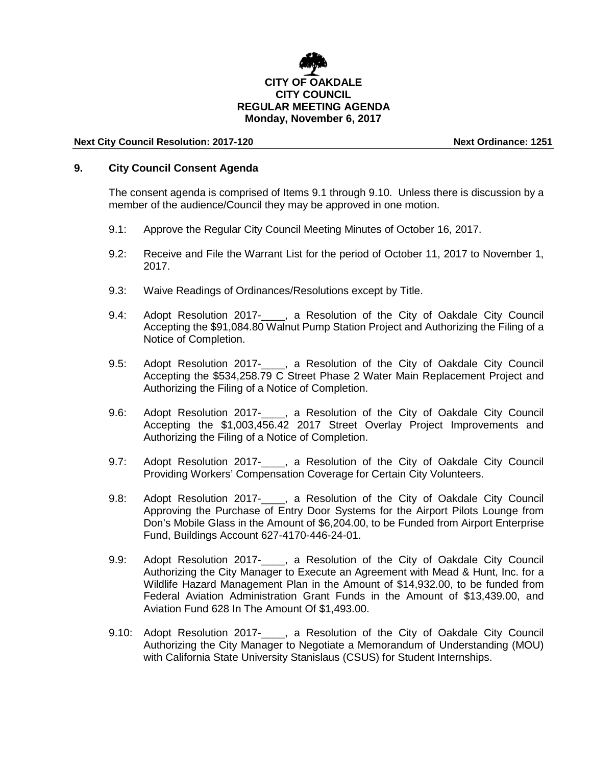**CITY OF OAKDALE**
**CITY COUNCIL**
**REGULAR MEETING AGENDA**
**Monday, November 6, 2017**

**Next City Council Resolution: 2017-120** **Next Ordinance: 1251**

## 9. City Council Consent Agenda

The consent agenda is comprised of Items 9.1 through 9.10. Unless there is discussion by a member of the audience/Council they may be approved in one motion.

9.1: Approve the Regular City Council Meeting Minutes of October 16, 2017.

9.2: Receive and File the Warrant List for the period of October 11, 2017 to November 1, 2017.

9.3: Waive Readings of Ordinances/Resolutions except by Title.

9.4: Adopt Resolution 2017-____, a Resolution of the City of Oakdale City Council Accepting the $91,084.80 Walnut Pump Station Project and Authorizing the Filing of a Notice of Completion.

9.5: Adopt Resolution 2017-____, a Resolution of the City of Oakdale City Council Accepting the $534,258.79 C Street Phase 2 Water Main Replacement Project and Authorizing the Filing of a Notice of Completion.

9.6: Adopt Resolution 2017-____, a Resolution of the City of Oakdale City Council Accepting the $1,003,456.42 2017 Street Overlay Project Improvements and Authorizing the Filing of a Notice of Completion.

9.7: Adopt Resolution 2017-____, a Resolution of the City of Oakdale City Council Providing Workers' Compensation Coverage for Certain City Volunteers.

9.8: Adopt Resolution 2017-____, a Resolution of the City of Oakdale City Council Approving the Purchase of Entry Door Systems for the Airport Pilots Lounge from Don's Mobile Glass in the Amount of $6,204.00, to be Funded from Airport Enterprise Fund, Buildings Account 627-4170-446-24-01.

9.9: Adopt Resolution 2017-____, a Resolution of the City of Oakdale City Council Authorizing the City Manager to Execute an Agreement with Mead & Hunt, Inc. for a Wildlife Hazard Management Plan in the Amount of $14,932.00, to be funded from Federal Aviation Administration Grant Funds in the Amount of $13,439.00, and Aviation Fund 628 In The Amount Of $1,493.00.

9.10: Adopt Resolution 2017-____, a Resolution of the City of Oakdale City Council Authorizing the City Manager to Negotiate a Memorandum of Understanding (MOU) with California State University Stanislaus (CSUS) for Student Internships.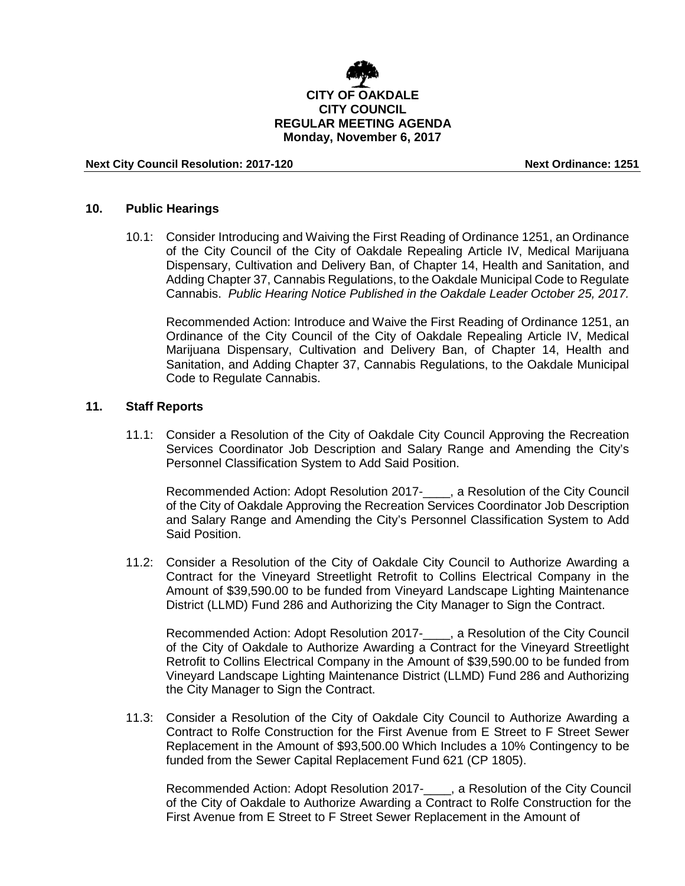**CITY OF OAKDALE**
**CITY COUNCIL**
**REGULAR MEETING AGENDA**
**Monday, November 6, 2017**

**Next City Council Resolution: 2017-120** **Next Ordinance: 1251**

## 10. Public Hearings

10.1: Consider Introducing and Waiving the First Reading of Ordinance 1251, an Ordinance of the City Council of the City of Oakdale Repealing Article IV, Medical Marijuana Dispensary, Cultivation and Delivery Ban, of Chapter 14, Health and Sanitation, and Adding Chapter 37, Cannabis Regulations, to the Oakdale Municipal Code to Regulate Cannabis. *Public Hearing Notice Published in the Oakdale Leader October 25, 2017.*

Recommended Action: Introduce and Waive the First Reading of Ordinance 1251, an Ordinance of the City Council of the City of Oakdale Repealing Article IV, Medical Marijuana Dispensary, Cultivation and Delivery Ban, of Chapter 14, Health and Sanitation, and Adding Chapter 37, Cannabis Regulations, to the Oakdale Municipal Code to Regulate Cannabis.

## 11. Staff Reports

11.1: Consider a Resolution of the City of Oakdale City Council Approving the Recreation Services Coordinator Job Description and Salary Range and Amending the City's Personnel Classification System to Add Said Position.

Recommended Action: Adopt Resolution 2017-____, a Resolution of the City Council of the City of Oakdale Approving the Recreation Services Coordinator Job Description and Salary Range and Amending the City's Personnel Classification System to Add Said Position.

11.2: Consider a Resolution of the City of Oakdale City Council to Authorize Awarding a Contract for the Vineyard Streetlight Retrofit to Collins Electrical Company in the Amount of $39,590.00 to be funded from Vineyard Landscape Lighting Maintenance District (LLMD) Fund 286 and Authorizing the City Manager to Sign the Contract.

Recommended Action: Adopt Resolution 2017-____, a Resolution of the City Council of the City of Oakdale to Authorize Awarding a Contract for the Vineyard Streetlight Retrofit to Collins Electrical Company in the Amount of $39,590.00 to be funded from Vineyard Landscape Lighting Maintenance District (LLMD) Fund 286 and Authorizing the City Manager to Sign the Contract.

11.3: Consider a Resolution of the City of Oakdale City Council to Authorize Awarding a Contract to Rolfe Construction for the First Avenue from E Street to F Street Sewer Replacement in the Amount of $93,500.00 Which Includes a 10% Contingency to be funded from the Sewer Capital Replacement Fund 621 (CP 1805).

Recommended Action: Adopt Resolution 2017-____, a Resolution of the City Council of the City of Oakdale to Authorize Awarding a Contract to Rolfe Construction for the First Avenue from E Street to F Street Sewer Replacement in the Amount of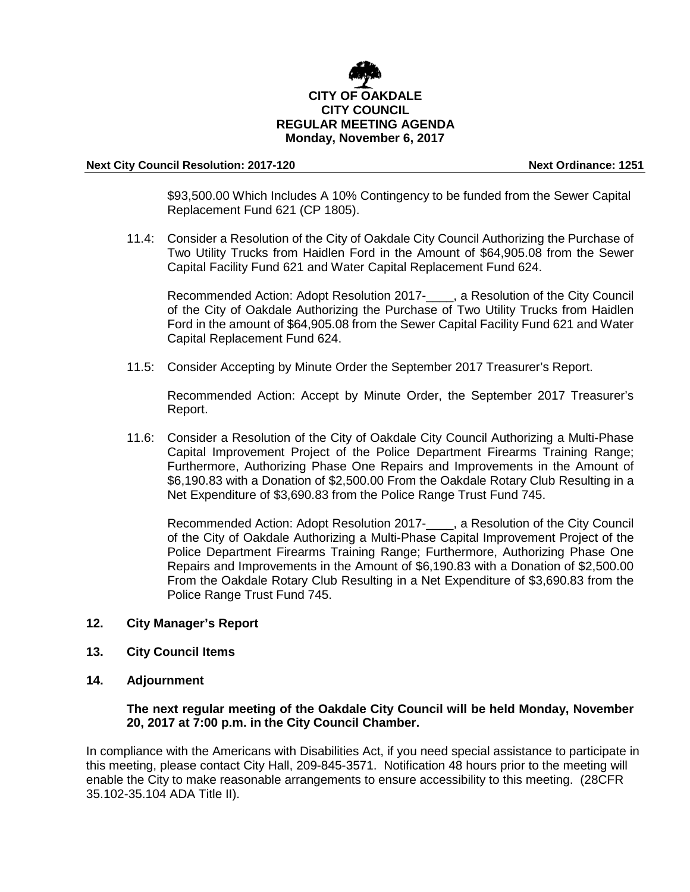$93,500.00 Which Includes A 10% Contingency to be funded from the Sewer Capital Replacement Fund 621 (CP 1805).

11.4: Consider a Resolution of the City of Oakdale City Council Authorizing the Purchase of Two Utility Trucks from Haidlen Ford in the Amount of $64,905.08 from the Sewer Capital Facility Fund 621 and Water Capital Replacement Fund 624.

Recommended Action: Adopt Resolution 2017-____, a Resolution of the City Council of the City of Oakdale Authorizing the Purchase of Two Utility Trucks from Haidlen Ford in the amount of $64,905.08 from the Sewer Capital Facility Fund 621 and Water Capital Replacement Fund 624.

11.5: Consider Accepting by Minute Order the September 2017 Treasurer's Report.

Recommended Action: Accept by Minute Order, the September 2017 Treasurer's Report.

11.6: Consider a Resolution of the City of Oakdale City Council Authorizing a Multi-Phase Capital Improvement Project of the Police Department Firearms Training Range; Furthermore, Authorizing Phase One Repairs and Improvements in the Amount of $6,190.83 with a Donation of $2,500.00 From the Oakdale Rotary Club Resulting in a Net Expenditure of $3,690.83 from the Police Range Trust Fund 745.

Recommended Action: Adopt Resolution 2017-____, a Resolution of the City Council of the City of Oakdale Authorizing a Multi-Phase Capital Improvement Project of the Police Department Firearms Training Range; Furthermore, Authorizing Phase One Repairs and Improvements in the Amount of $6,190.83 with a Donation of $2,500.00 From the Oakdale Rotary Club Resulting in a Net Expenditure of $3,690.83 from the Police Range Trust Fund 745.

## 12. City Manager's Report

## 13. City Council Items

## 14. Adjournment

**The next regular meeting of the Oakdale City Council will be held Monday, November 20, 2017 at 7:00 p.m. in the City Council Chamber.**

In compliance with the Americans with Disabilities Act, if you need special assistance to participate in this meeting, please contact City Hall, 209-845-3571. Notification 48 hours prior to the meeting will enable the City to make reasonable arrangements to ensure accessibility to this meeting. (28CFR 35.102-35.104 ADA Title II).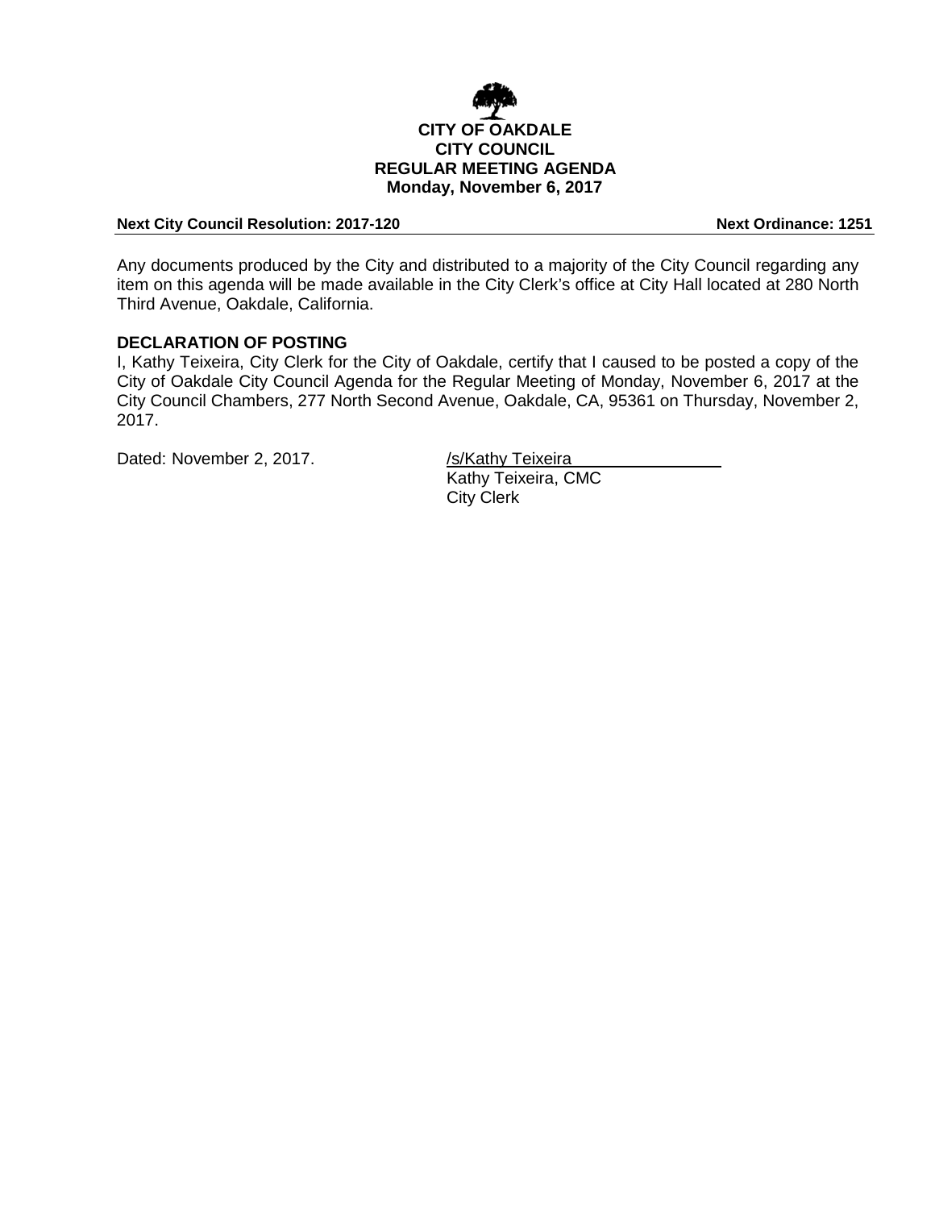**CITY OF OAKDALE**
**CITY COUNCIL**
**REGULAR MEETING AGENDA**
**Monday, November 6, 2017**

**Next City Council Resolution: 2017-120** **Next Ordinance: 1251**

Any documents produced by the City and distributed to a majority of the City Council regarding any item on this agenda will be made available in the City Clerk's office at City Hall located at 280 North Third Avenue, Oakdale, California.

**DECLARATION OF POSTING**

I, Kathy Teixeira, City Clerk for the City of Oakdale, certify that I caused to be posted a copy of the City of Oakdale City Council Agenda for the Regular Meeting of Monday, November 6, 2017 at the City Council Chambers, 277 North Second Avenue, Oakdale, CA, 95361 on Thursday, November 2, 2017.

Dated: November 2, 2017.

/s/Kathy Teixeira
Kathy Teixeira, CMC
City Clerk